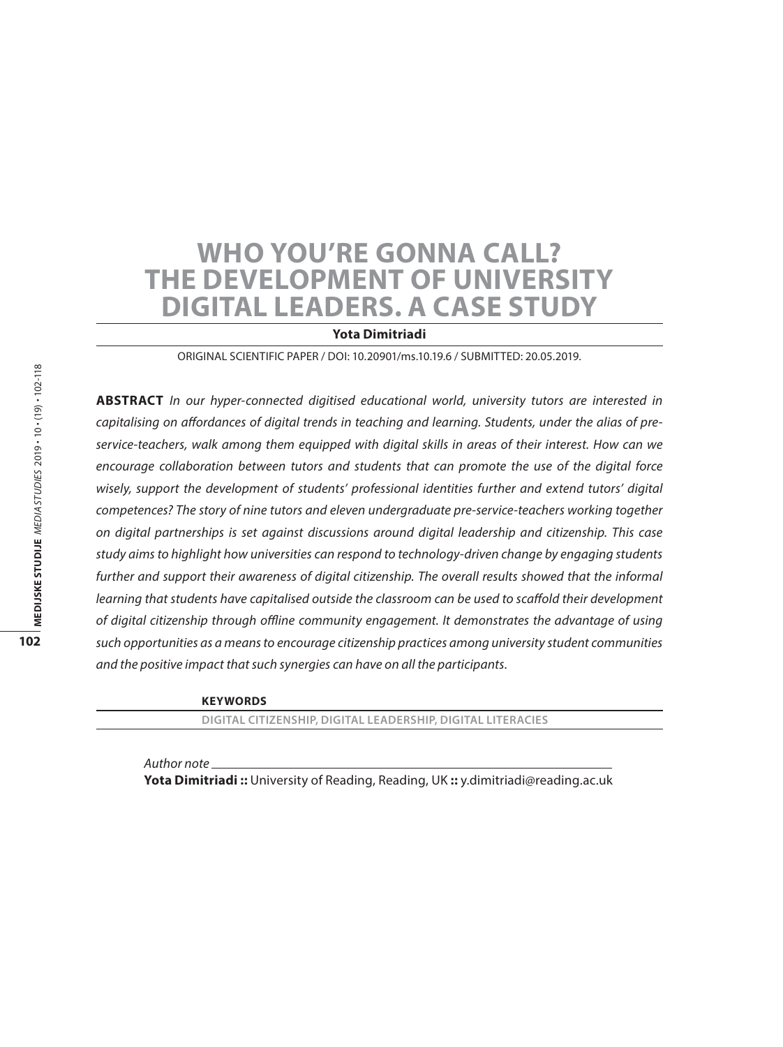# WHO YOU'RE GONNA CALL? THE DEVELOPMENT OF UNIVERSITY DIGITAL LEADERS. A CASE STUDY

**Yota Dimitriadi**

ORIGINAL SCIENTIFIC PAPER / DOI: 10.20901/ms.10.19.6 / SUBMITTED: 20.05.2019.

**ABSTRACT** *In our hyper-connected digitised educational world, university tutors are interested in capitalising on affordances of digital trends in teaching and learning. Students, under the alias of pre-service-teachers, walk among them equipped with digital skills in areas of their interest. How can we encourage collaboration between tutors and students that can promote the use of the digital force wisely, support the development of students' professional identities further and extend tutors' digital competences? The story of nine tutors and eleven undergraduate pre-service-teachers working together on digital partnerships is set against discussions around digital leadership and citizenship. This case study aims to highlight how universities can respond to technology-driven change by engaging students further and support their awareness of digital citizenship. The overall results showed that the informal learning that students have capitalised outside the classroom can be used to scaffold their development of digital citizenship through offline community engagement. It demonstrates the advantage of using such opportunities as a means to encourage citizenship practices among university student communities and the positive impact that such synergies can have on all the participants.*

**KEYWORDS**

DIGITAL CITIZENSHIP, DIGITAL LEADERSHIP, DIGITAL LITERACIES

*Author note*

**Yota Dimitriadi ::** University of Reading, Reading, UK **::** y.dimitriadi@reading.ac.uk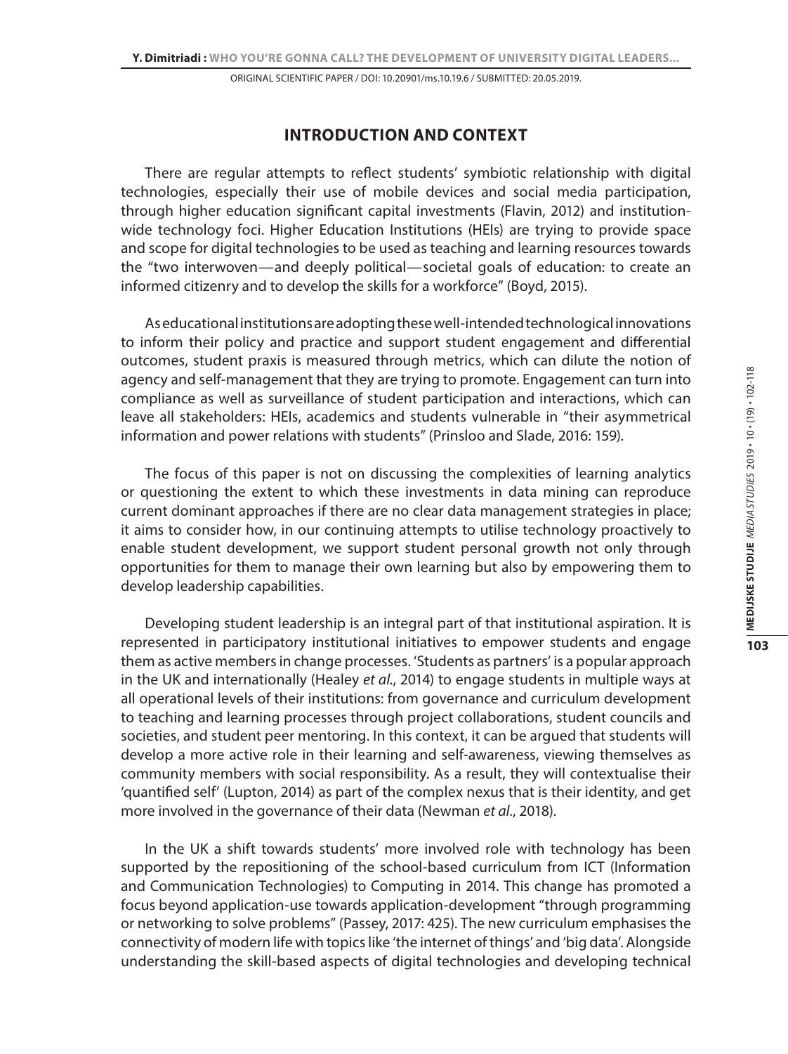## INTRODUCTION AND CONTEXT

There are regular attempts to reflect students' symbiotic relationship with digital technologies, especially their use of mobile devices and social media participation, through higher education significant capital investments (Flavin, 2012) and institution-wide technology foci. Higher Education Institutions (HEIs) are trying to provide space and scope for digital technologies to be used as teaching and learning resources towards the "two interwoven—and deeply political—societal goals of education: to create an informed citizenry and to develop the skills for a workforce" (Boyd, 2015).

As educational institutions are adopting these well-intended technological innovations to inform their policy and practice and support student engagement and differential outcomes, student praxis is measured through metrics, which can dilute the notion of agency and self-management that they are trying to promote. Engagement can turn into compliance as well as surveillance of student participation and interactions, which can leave all stakeholders: HEIs, academics and students vulnerable in "their asymmetrical information and power relations with students" (Prinsloo and Slade, 2016: 159).

The focus of this paper is not on discussing the complexities of learning analytics or questioning the extent to which these investments in data mining can reproduce current dominant approaches if there are no clear data management strategies in place; it aims to consider how, in our continuing attempts to utilise technology proactively to enable student development, we support student personal growth not only through opportunities for them to manage their own learning but also by empowering them to develop leadership capabilities.

Developing student leadership is an integral part of that institutional aspiration. It is represented in participatory institutional initiatives to empower students and engage them as active members in change processes. 'Students as partners' is a popular approach in the UK and internationally (Healey *et al.*, 2014) to engage students in multiple ways at all operational levels of their institutions: from governance and curriculum development to teaching and learning processes through project collaborations, student councils and societies, and student peer mentoring. In this context, it can be argued that students will develop a more active role in their learning and self-awareness, viewing themselves as community members with social responsibility. As a result, they will contextualise their 'quantified self' (Lupton, 2014) as part of the complex nexus that is their identity, and get more involved in the governance of their data (Newman *et al.*, 2018).

In the UK a shift towards students' more involved role with technology has been supported by the repositioning of the school-based curriculum from ICT (Information and Communication Technologies) to Computing in 2014. This change has promoted a focus beyond application-use towards application-development "through programming or networking to solve problems" (Passey, 2017: 425). The new curriculum emphasises the connectivity of modern life with topics like 'the internet of things' and 'big data'. Alongside understanding the skill-based aspects of digital technologies and developing technical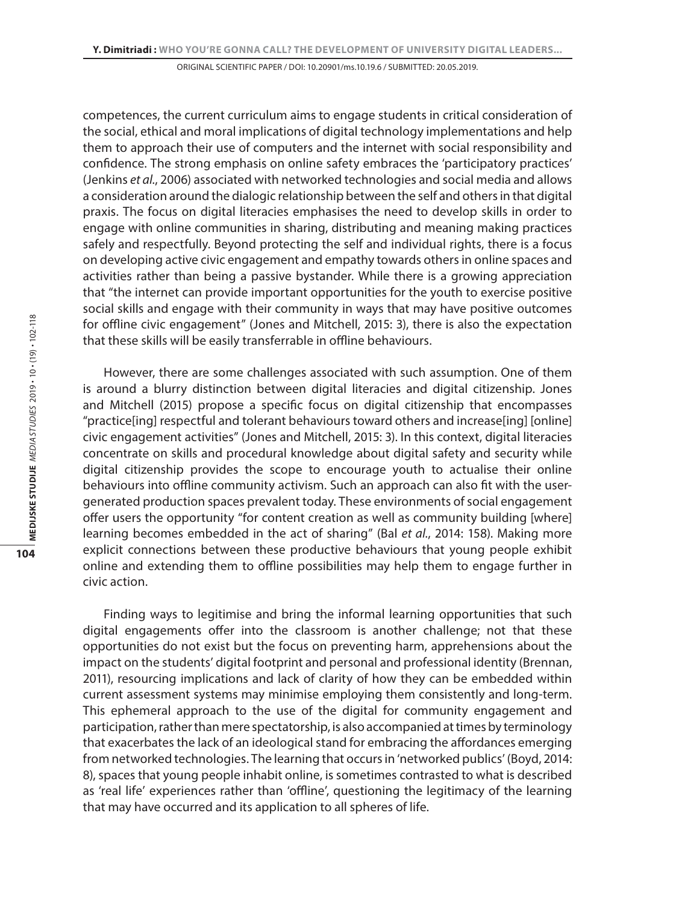competences, the current curriculum aims to engage students in critical consideration of the social, ethical and moral implications of digital technology implementations and help them to approach their use of computers and the internet with social responsibility and confidence. The strong emphasis on online safety embraces the 'participatory practices' (Jenkins *et al.*, 2006) associated with networked technologies and social media and allows a consideration around the dialogic relationship between the self and others in that digital praxis. The focus on digital literacies emphasises the need to develop skills in order to engage with online communities in sharing, distributing and meaning making practices safely and respectfully. Beyond protecting the self and individual rights, there is a focus on developing active civic engagement and empathy towards others in online spaces and activities rather than being a passive bystander. While there is a growing appreciation that "the internet can provide important opportunities for the youth to exercise positive social skills and engage with their community in ways that may have positive outcomes for offline civic engagement" (Jones and Mitchell, 2015: 3), there is also the expectation that these skills will be easily transferrable in offline behaviours.

However, there are some challenges associated with such assumption. One of them is around a blurry distinction between digital literacies and digital citizenship. Jones and Mitchell (2015) propose a specific focus on digital citizenship that encompasses "practice[ing] respectful and tolerant behaviours toward others and increase[ing] [online] civic engagement activities" (Jones and Mitchell, 2015: 3). In this context, digital literacies concentrate on skills and procedural knowledge about digital safety and security while digital citizenship provides the scope to encourage youth to actualise their online behaviours into offline community activism. Such an approach can also fit with the user-generated production spaces prevalent today. These environments of social engagement offer users the opportunity "for content creation as well as community building [where] learning becomes embedded in the act of sharing" (Bal *et al.*, 2014: 158). Making more explicit connections between these productive behaviours that young people exhibit online and extending them to offline possibilities may help them to engage further in civic action.

Finding ways to legitimise and bring the informal learning opportunities that such digital engagements offer into the classroom is another challenge; not that these opportunities do not exist but the focus on preventing harm, apprehensions about the impact on the students' digital footprint and personal and professional identity (Brennan, 2011), resourcing implications and lack of clarity of how they can be embedded within current assessment systems may minimise employing them consistently and long-term. This ephemeral approach to the use of the digital for community engagement and participation, rather than mere spectatorship, is also accompanied at times by terminology that exacerbates the lack of an ideological stand for embracing the affordances emerging from networked technologies. The learning that occurs in 'networked publics' (Boyd, 2014: 8), spaces that young people inhabit online, is sometimes contrasted to what is described as 'real life' experiences rather than 'offline', questioning the legitimacy of the learning that may have occurred and its application to all spheres of life.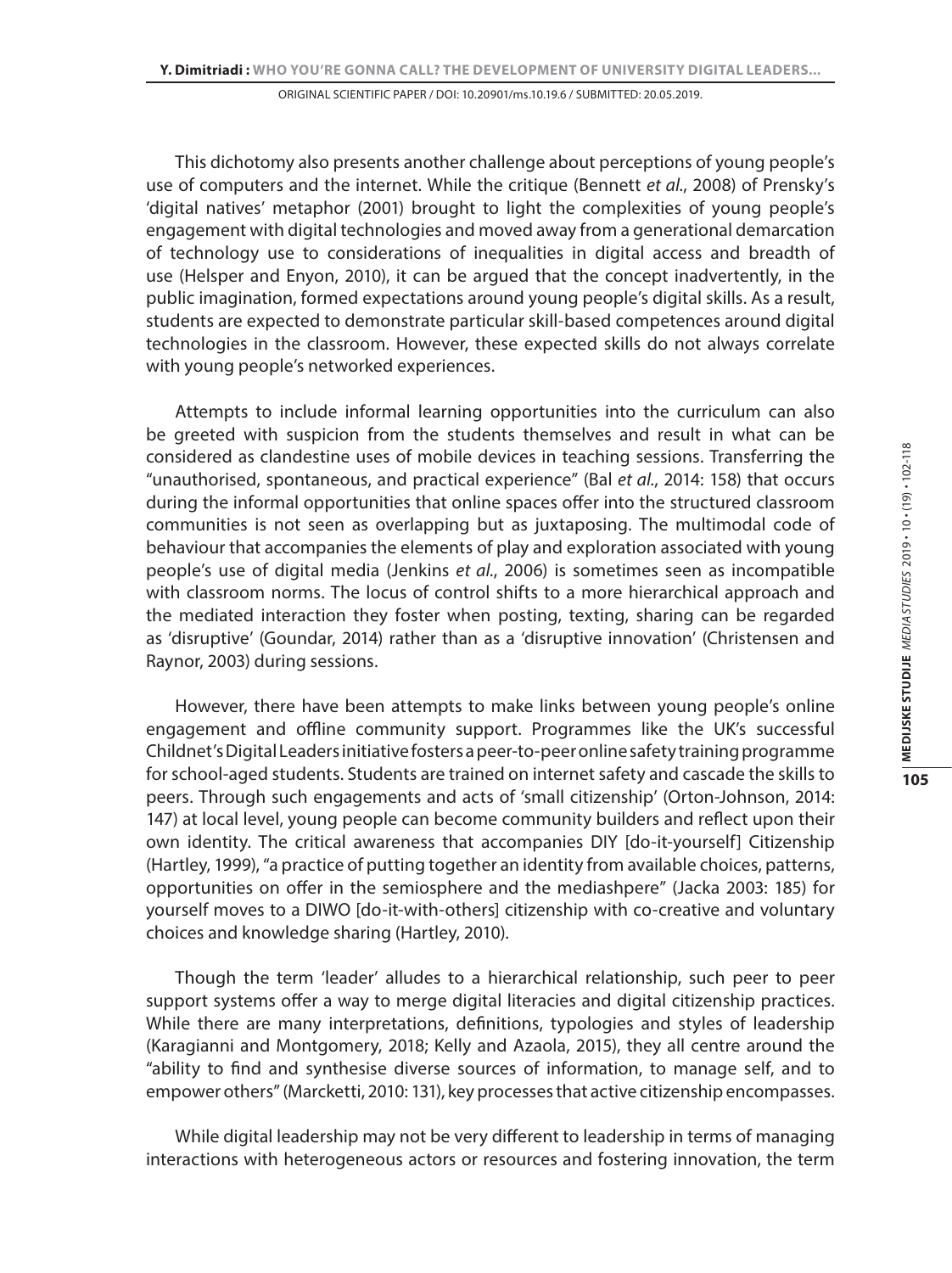This dichotomy also presents another challenge about perceptions of young people's use of computers and the internet. While the critique (Bennett *et al*., 2008) of Prensky's 'digital natives' metaphor (2001) brought to light the complexities of young people's engagement with digital technologies and moved away from a generational demarcation of technology use to considerations of inequalities in digital access and breadth of use (Helsper and Enyon, 2010), it can be argued that the concept inadvertently, in the public imagination, formed expectations around young people's digital skills. As a result, students are expected to demonstrate particular skill-based competences around digital technologies in the classroom. However, these expected skills do not always correlate with young people's networked experiences.

Attempts to include informal learning opportunities into the curriculum can also be greeted with suspicion from the students themselves and result in what can be considered as clandestine uses of mobile devices in teaching sessions. Transferring the "unauthorised, spontaneous, and practical experience" (Bal *et al*., 2014: 158) that occurs during the informal opportunities that online spaces offer into the structured classroom communities is not seen as overlapping but as juxtaposing. The multimodal code of behaviour that accompanies the elements of play and exploration associated with young people's use of digital media (Jenkins *et al*., 2006) is sometimes seen as incompatible with classroom norms. The locus of control shifts to a more hierarchical approach and the mediated interaction they foster when posting, texting, sharing can be regarded as 'disruptive' (Goundar, 2014) rather than as a 'disruptive innovation' (Christensen and Raynor, 2003) during sessions.

However, there have been attempts to make links between young people's online engagement and offline community support. Programmes like the UK's successful Childnet's Digital Leaders initiative fosters a peer-to-peer online safety training programme for school-aged students. Students are trained on internet safety and cascade the skills to peers. Through such engagements and acts of 'small citizenship' (Orton-Johnson, 2014: 147) at local level, young people can become community builders and reflect upon their own identity. The critical awareness that accompanies DIY [do-it-yourself] Citizenship (Hartley, 1999), "a practice of putting together an identity from available choices, patterns, opportunities on offer in the semiosphere and the mediashpere" (Jacka 2003: 185) for yourself moves to a DIWO [do-it-with-others] citizenship with co-creative and voluntary choices and knowledge sharing (Hartley, 2010).

Though the term 'leader' alludes to a hierarchical relationship, such peer to peer support systems offer a way to merge digital literacies and digital citizenship practices. While there are many interpretations, definitions, typologies and styles of leadership (Karagianni and Montgomery, 2018; Kelly and Azaola, 2015), they all centre around the "ability to find and synthesise diverse sources of information, to manage self, and to empower others" (Marcketti, 2010: 131), key processes that active citizenship encompasses.

While digital leadership may not be very different to leadership in terms of managing interactions with heterogeneous actors or resources and fostering innovation, the term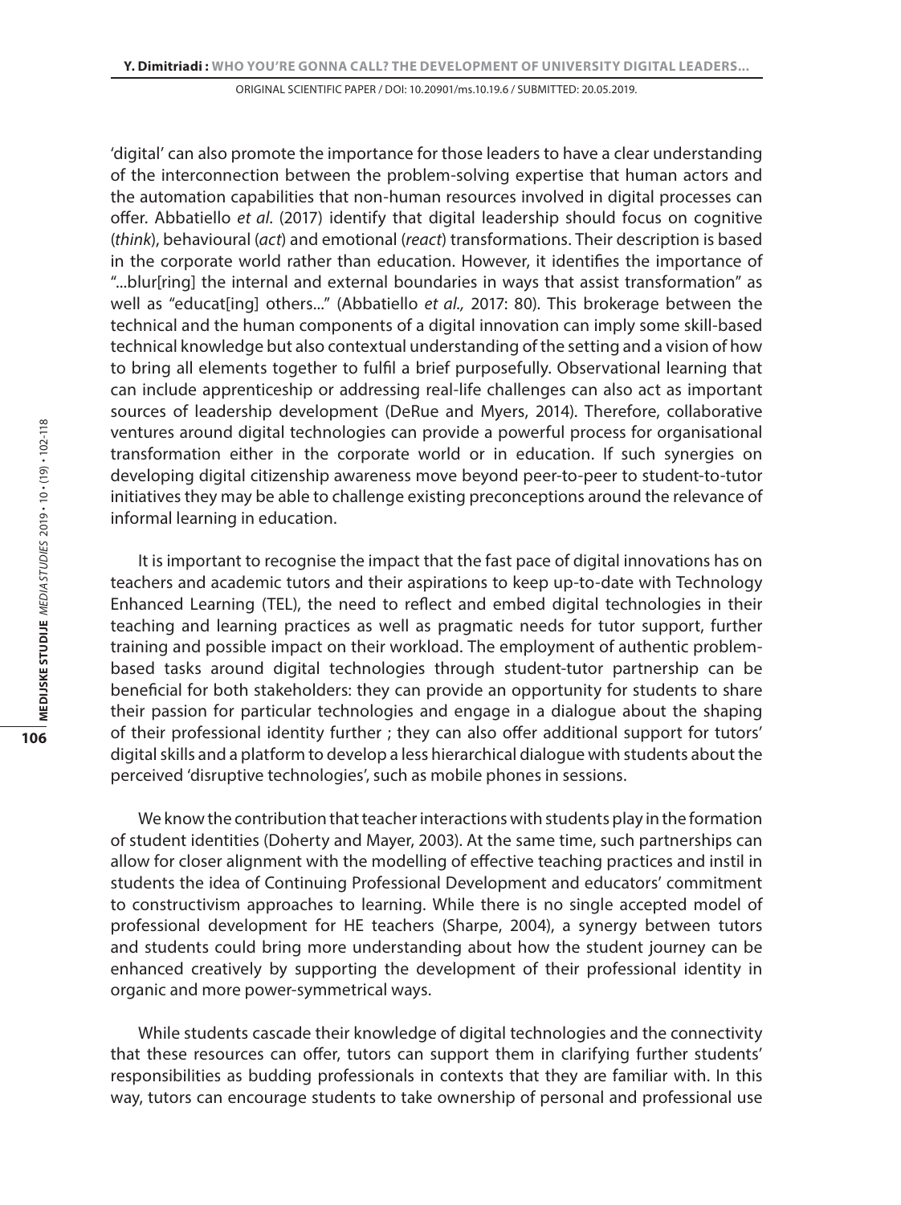'digital' can also promote the importance for those leaders to have a clear understanding of the interconnection between the problem-solving expertise that human actors and the automation capabilities that non-human resources involved in digital processes can offer. Abbatiello *et al*. (2017) identify that digital leadership should focus on cognitive (*think*), behavioural (*act*) and emotional (*react*) transformations. Their description is based in the corporate world rather than education. However, it identifies the importance of "...blur[ring] the internal and external boundaries in ways that assist transformation" as well as "educat[ing] others..." (Abbatiello *et al.,* 2017: 80). This brokerage between the technical and the human components of a digital innovation can imply some skill-based technical knowledge but also contextual understanding of the setting and a vision of how to bring all elements together to fulfil a brief purposefully. Observational learning that can include apprenticeship or addressing real-life challenges can also act as important sources of leadership development (DeRue and Myers, 2014). Therefore, collaborative ventures around digital technologies can provide a powerful process for organisational transformation either in the corporate world or in education. If such synergies on developing digital citizenship awareness move beyond peer-to-peer to student-to-tutor initiatives they may be able to challenge existing preconceptions around the relevance of informal learning in education.

It is important to recognise the impact that the fast pace of digital innovations has on teachers and academic tutors and their aspirations to keep up-to-date with Technology Enhanced Learning (TEL), the need to reflect and embed digital technologies in their teaching and learning practices as well as pragmatic needs for tutor support, further training and possible impact on their workload. The employment of authentic problem-based tasks around digital technologies through student-tutor partnership can be beneficial for both stakeholders: they can provide an opportunity for students to share their passion for particular technologies and engage in a dialogue about the shaping of their professional identity further ; they can also offer additional support for tutors' digital skills and a platform to develop a less hierarchical dialogue with students about the perceived 'disruptive technologies', such as mobile phones in sessions.

We know the contribution that teacher interactions with students play in the formation of student identities (Doherty and Mayer, 2003). At the same time, such partnerships can allow for closer alignment with the modelling of effective teaching practices and instil in students the idea of Continuing Professional Development and educators' commitment to constructivism approaches to learning. While there is no single accepted model of professional development for HE teachers (Sharpe, 2004), a synergy between tutors and students could bring more understanding about how the student journey can be enhanced creatively by supporting the development of their professional identity in organic and more power-symmetrical ways.

While students cascade their knowledge of digital technologies and the connectivity that these resources can offer, tutors can support them in clarifying further students' responsibilities as budding professionals in contexts that they are familiar with. In this way, tutors can encourage students to take ownership of personal and professional use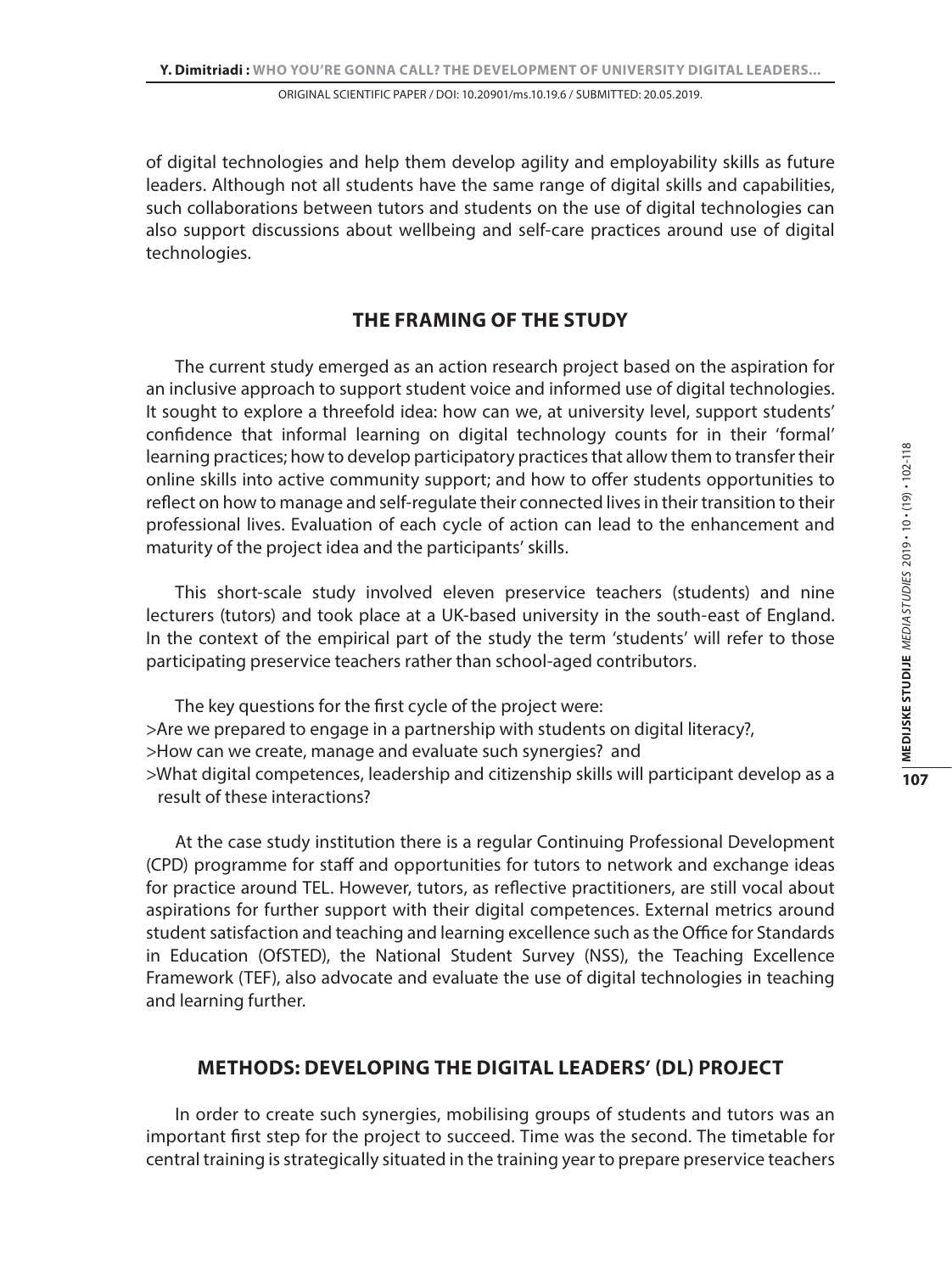of digital technologies and help them develop agility and employability skills as future leaders. Although not all students have the same range of digital skills and capabilities, such collaborations between tutors and students on the use of digital technologies can also support discussions about wellbeing and self-care practices around use of digital technologies.

## THE FRAMING OF THE STUDY

The current study emerged as an action research project based on the aspiration for an inclusive approach to support student voice and informed use of digital technologies. It sought to explore a threefold idea: how can we, at university level, support students' confidence that informal learning on digital technology counts for in their 'formal' learning practices; how to develop participatory practices that allow them to transfer their online skills into active community support; and how to offer students opportunities to reflect on how to manage and self-regulate their connected lives in their transition to their professional lives. Evaluation of each cycle of action can lead to the enhancement and maturity of the project idea and the participants' skills.

This short-scale study involved eleven preservice teachers (students) and nine lecturers (tutors) and took place at a UK-based university in the south-east of England. In the context of the empirical part of the study the term 'students' will refer to those participating preservice teachers rather than school-aged contributors.

The key questions for the first cycle of the project were:

>Are we prepared to engage in a partnership with students on digital literacy?,

>How can we create, manage and evaluate such synergies? and

>What digital competences, leadership and citizenship skills will participant develop as a result of these interactions?

At the case study institution there is a regular Continuing Professional Development (CPD) programme for staff and opportunities for tutors to network and exchange ideas for practice around TEL. However, tutors, as reflective practitioners, are still vocal about aspirations for further support with their digital competences. External metrics around student satisfaction and teaching and learning excellence such as the Office for Standards in Education (OfSTED), the National Student Survey (NSS), the Teaching Excellence Framework (TEF), also advocate and evaluate the use of digital technologies in teaching and learning further.

## METHODS: DEVELOPING THE DIGITAL LEADERS' (DL) PROJECT

In order to create such synergies, mobilising groups of students and tutors was an important first step for the project to succeed. Time was the second. The timetable for central training is strategically situated in the training year to prepare preservice teachers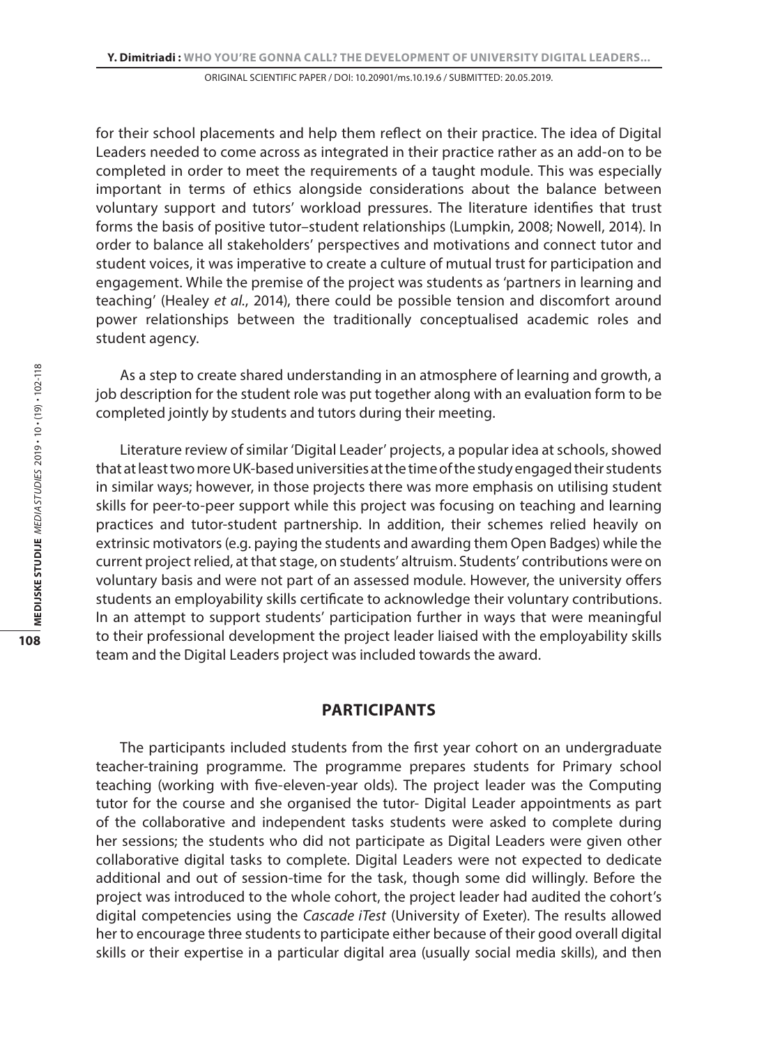for their school placements and help them reflect on their practice. The idea of Digital Leaders needed to come across as integrated in their practice rather as an add-on to be completed in order to meet the requirements of a taught module. This was especially important in terms of ethics alongside considerations about the balance between voluntary support and tutors' workload pressures. The literature identifies that trust forms the basis of positive tutor–student relationships (Lumpkin, 2008; Nowell, 2014). In order to balance all stakeholders' perspectives and motivations and connect tutor and student voices, it was imperative to create a culture of mutual trust for participation and engagement. While the premise of the project was students as 'partners in learning and teaching' (Healey *et al.*, 2014), there could be possible tension and discomfort around power relationships between the traditionally conceptualised academic roles and student agency.

As a step to create shared understanding in an atmosphere of learning and growth, a job description for the student role was put together along with an evaluation form to be completed jointly by students and tutors during their meeting.

Literature review of similar 'Digital Leader' projects, a popular idea at schools, showed that at least two more UK-based universities at the time of the study engaged their students in similar ways; however, in those projects there was more emphasis on utilising student skills for peer-to-peer support while this project was focusing on teaching and learning practices and tutor-student partnership. In addition, their schemes relied heavily on extrinsic motivators (e.g. paying the students and awarding them Open Badges) while the current project relied, at that stage, on students' altruism. Students' contributions were on voluntary basis and were not part of an assessed module. However, the university offers students an employability skills certificate to acknowledge their voluntary contributions. In an attempt to support students' participation further in ways that were meaningful to their professional development the project leader liaised with the employability skills team and the Digital Leaders project was included towards the award.

## PARTICIPANTS

The participants included students from the first year cohort on an undergraduate teacher-training programme. The programme prepares students for Primary school teaching (working with five-eleven-year olds). The project leader was the Computing tutor for the course and she organised the tutor- Digital Leader appointments as part of the collaborative and independent tasks students were asked to complete during her sessions; the students who did not participate as Digital Leaders were given other collaborative digital tasks to complete. Digital Leaders were not expected to dedicate additional and out of session-time for the task, though some did willingly. Before the project was introduced to the whole cohort, the project leader had audited the cohort's digital competencies using the *Cascade iTest* (University of Exeter). The results allowed her to encourage three students to participate either because of their good overall digital skills or their expertise in a particular digital area (usually social media skills), and then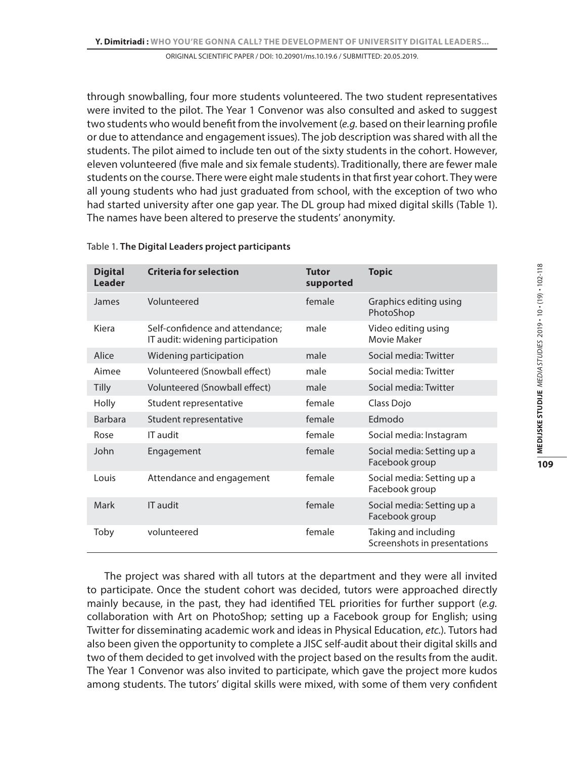through snowballing, four more students volunteered. The two student representatives were invited to the pilot. The Year 1 Convenor was also consulted and asked to suggest two students who would benefit from the involvement (*e.g.* based on their learning profile or due to attendance and engagement issues). The job description was shared with all the students. The pilot aimed to include ten out of the sixty students in the cohort. However, eleven volunteered (five male and six female students). Traditionally, there are fewer male students on the course. There were eight male students in that first year cohort. They were all young students who had just graduated from school, with the exception of two who had started university after one gap year. The DL group had mixed digital skills (Table 1). The names have been altered to preserve the students' anonymity.

Table 1. **The Digital Leaders project participants**

| Digital Leader | Criteria for selection | Tutor supported | Topic |
|---|---|---|---|
| James | Volunteered | female | Graphics editing using PhotoShop |
| Kiera | Self-confidence and attendance; IT audit: widening participation | male | Video editing using Movie Maker |
| Alice | Widening participation | male | Social media: Twitter |
| Aimee | Volunteered (Snowball effect) | male | Social media: Twitter |
| Tilly | Volunteered (Snowball effect) | male | Social media: Twitter |
| Holly | Student representative | female | Class Dojo |
| Barbara | Student representative | female | Edmodo |
| Rose | IT audit | female | Social media: Instagram |
| John | Engagement | female | Social media: Setting up a Facebook group |
| Louis | Attendance and engagement | female | Social media: Setting up a Facebook group |
| Mark | IT audit | female | Social media: Setting up a Facebook group |
| Toby | volunteered | female | Taking and including Screenshots in presentations |

The project was shared with all tutors at the department and they were all invited to participate. Once the student cohort was decided, tutors were approached directly mainly because, in the past, they had identified TEL priorities for further support (*e.g.* collaboration with Art on PhotoShop; setting up a Facebook group for English; using Twitter for disseminating academic work and ideas in Physical Education, *etc.*). Tutors had also been given the opportunity to complete a JISC self-audit about their digital skills and two of them decided to get involved with the project based on the results from the audit. The Year 1 Convenor was also invited to participate, which gave the project more kudos among students. The tutors' digital skills were mixed, with some of them very confident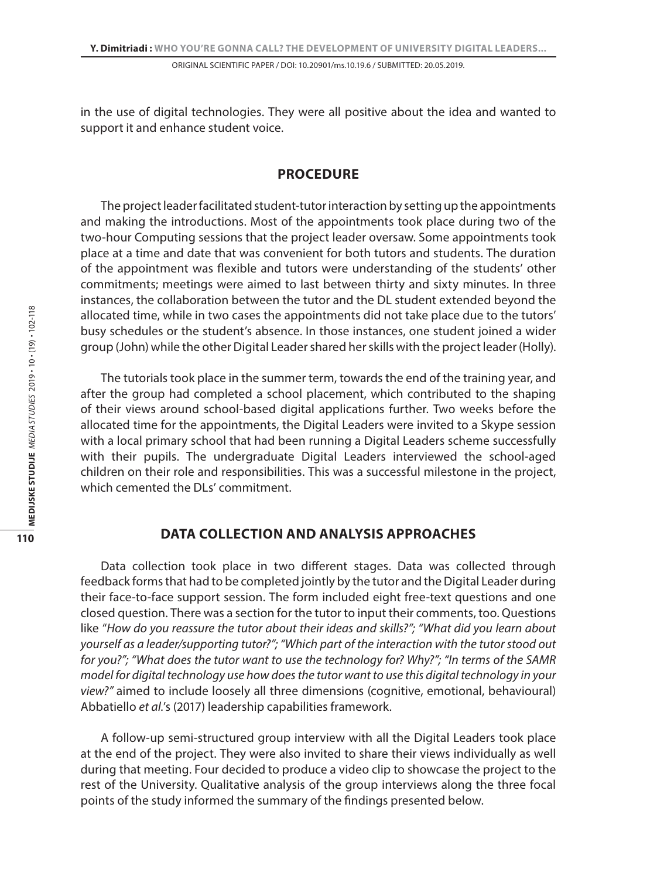in the use of digital technologies. They were all positive about the idea and wanted to support it and enhance student voice.

## PROCEDURE

The project leader facilitated student-tutor interaction by setting up the appointments and making the introductions. Most of the appointments took place during two of the two-hour Computing sessions that the project leader oversaw. Some appointments took place at a time and date that was convenient for both tutors and students. The duration of the appointment was flexible and tutors were understanding of the students' other commitments; meetings were aimed to last between thirty and sixty minutes. In three instances, the collaboration between the tutor and the DL student extended beyond the allocated time, while in two cases the appointments did not take place due to the tutors' busy schedules or the student's absence. In those instances, one student joined a wider group (John) while the other Digital Leader shared her skills with the project leader (Holly).

The tutorials took place in the summer term, towards the end of the training year, and after the group had completed a school placement, which contributed to the shaping of their views around school-based digital applications further. Two weeks before the allocated time for the appointments, the Digital Leaders were invited to a Skype session with a local primary school that had been running a Digital Leaders scheme successfully with their pupils. The undergraduate Digital Leaders interviewed the school-aged children on their role and responsibilities. This was a successful milestone in the project, which cemented the DLs' commitment.

## DATA COLLECTION AND ANALYSIS APPROACHES

Data collection took place in two different stages. Data was collected through feedback forms that had to be completed jointly by the tutor and the Digital Leader during their face-to-face support session. The form included eight free-text questions and one closed question. There was a section for the tutor to input their comments, too. Questions like *"How do you reassure the tutor about their ideas and skills?"; "What did you learn about yourself as a leader/supporting tutor?"; "Which part of the interaction with the tutor stood out for you?"; "What does the tutor want to use the technology for? Why?"; "In terms of the SAMR model for digital technology use how does the tutor want to use this digital technology in your view?"* aimed to include loosely all three dimensions (cognitive, emotional, behavioural) Abbatiello *et al.*'s (2017) leadership capabilities framework.

A follow-up semi-structured group interview with all the Digital Leaders took place at the end of the project. They were also invited to share their views individually as well during that meeting. Four decided to produce a video clip to showcase the project to the rest of the University. Qualitative analysis of the group interviews along the three focal points of the study informed the summary of the findings presented below.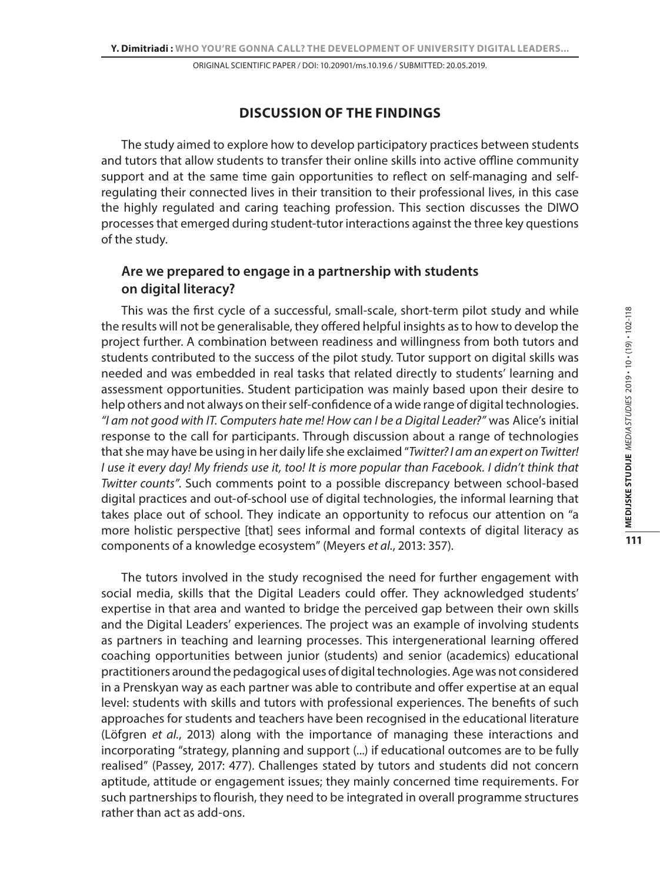## DISCUSSION OF THE FINDINGS

The study aimed to explore how to develop participatory practices between students and tutors that allow students to transfer their online skills into active offline community support and at the same time gain opportunities to reflect on self-managing and self-regulating their connected lives in their transition to their professional lives, in this case the highly regulated and caring teaching profession. This section discusses the DIWO processes that emerged during student-tutor interactions against the three key questions of the study.

### Are we prepared to engage in a partnership with students on digital literacy?

This was the first cycle of a successful, small-scale, short-term pilot study and while the results will not be generalisable, they offered helpful insights as to how to develop the project further. A combination between readiness and willingness from both tutors and students contributed to the success of the pilot study. Tutor support on digital skills was needed and was embedded in real tasks that related directly to students' learning and assessment opportunities. Student participation was mainly based upon their desire to help others and not always on their self-confidence of a wide range of digital technologies. *"I am not good with IT. Computers hate me! How can I be a Digital Leader?"* was Alice's initial response to the call for participants. Through discussion about a range of technologies that she may have be using in her daily life she exclaimed "*Twitter? I am an expert on Twitter! I use it every day! My friends use it, too! It is more popular than Facebook. I didn't think that Twitter counts"*. Such comments point to a possible discrepancy between school-based digital practices and out-of-school use of digital technologies, the informal learning that takes place out of school. They indicate an opportunity to refocus our attention on "a more holistic perspective [that] sees informal and formal contexts of digital literacy as components of a knowledge ecosystem" (Meyers *et al*., 2013: 357).

The tutors involved in the study recognised the need for further engagement with social media, skills that the Digital Leaders could offer. They acknowledged students' expertise in that area and wanted to bridge the perceived gap between their own skills and the Digital Leaders' experiences. The project was an example of involving students as partners in teaching and learning processes. This intergenerational learning offered coaching opportunities between junior (students) and senior (academics) educational practitioners around the pedagogical uses of digital technologies. Age was not considered in a Prenskyan way as each partner was able to contribute and offer expertise at an equal level: students with skills and tutors with professional experiences. The benefits of such approaches for students and teachers have been recognised in the educational literature (Löfgren *et al*., 2013) along with the importance of managing these interactions and incorporating "strategy, planning and support (...) if educational outcomes are to be fully realised" (Passey, 2017: 477). Challenges stated by tutors and students did not concern aptitude, attitude or engagement issues; they mainly concerned time requirements. For such partnerships to flourish, they need to be integrated in overall programme structures rather than act as add-ons.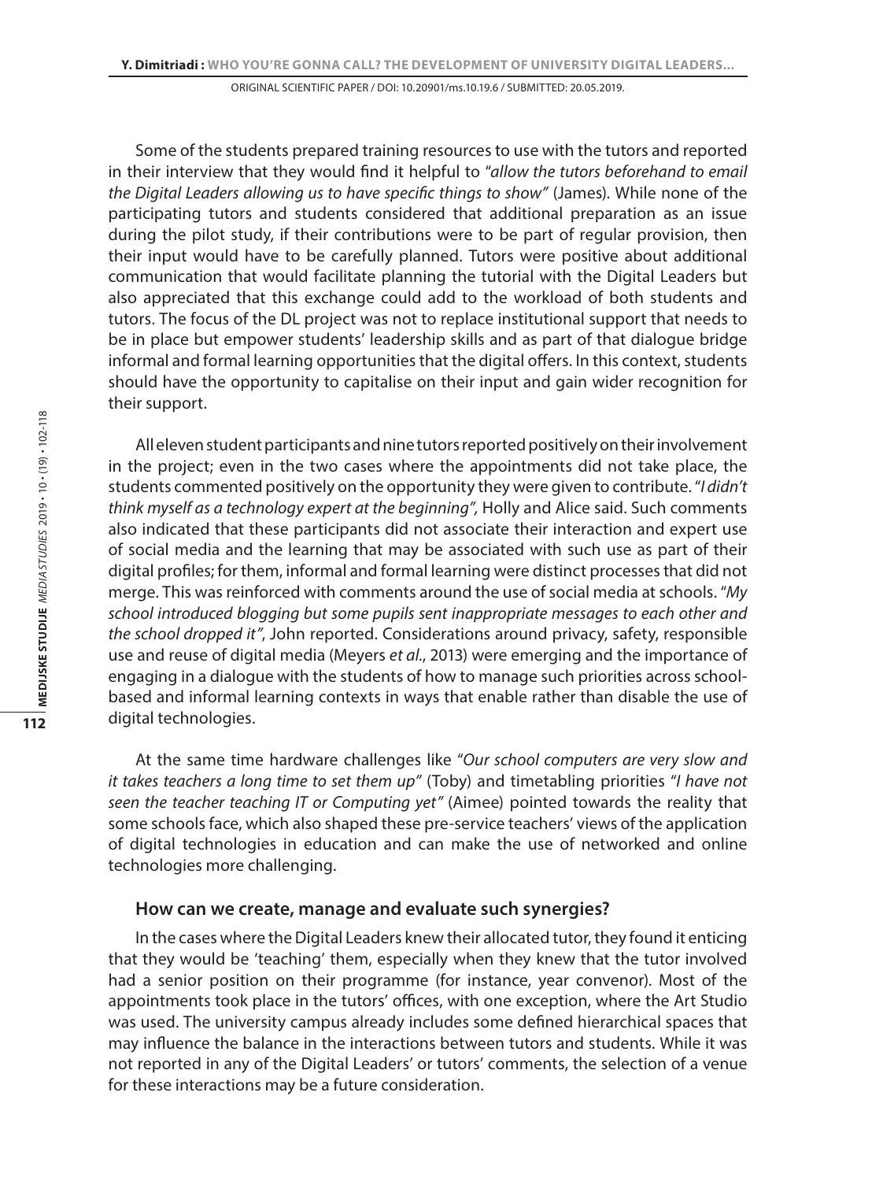Some of the students prepared training resources to use with the tutors and reported in their interview that they would find it helpful to "*allow the tutors beforehand to email the Digital Leaders allowing us to have specific things to show"* (James). While none of the participating tutors and students considered that additional preparation as an issue during the pilot study, if their contributions were to be part of regular provision, then their input would have to be carefully planned. Tutors were positive about additional communication that would facilitate planning the tutorial with the Digital Leaders but also appreciated that this exchange could add to the workload of both students and tutors. The focus of the DL project was not to replace institutional support that needs to be in place but empower students' leadership skills and as part of that dialogue bridge informal and formal learning opportunities that the digital offers. In this context, students should have the opportunity to capitalise on their input and gain wider recognition for their support.

All eleven student participants and nine tutors reported positively on their involvement in the project; even in the two cases where the appointments did not take place, the students commented positively on the opportunity they were given to contribute. "*I didn't think myself as a technology expert at the beginning",* Holly and Alice said. Such comments also indicated that these participants did not associate their interaction and expert use of social media and the learning that may be associated with such use as part of their digital profiles; for them, informal and formal learning were distinct processes that did not merge. This was reinforced with comments around the use of social media at schools. "*My school introduced blogging but some pupils sent inappropriate messages to each other and the school dropped it"*, John reported. Considerations around privacy, safety, responsible use and reuse of digital media (Meyers *et al*., 2013) were emerging and the importance of engaging in a dialogue with the students of how to manage such priorities across school-based and informal learning contexts in ways that enable rather than disable the use of digital technologies.

At the same time hardware challenges like "*Our school computers are very slow and it takes teachers a long time to set them up"* (Toby) and timetabling priorities "*I have not seen the teacher teaching IT or Computing yet"* (Aimee) pointed towards the reality that some schools face, which also shaped these pre-service teachers' views of the application of digital technologies in education and can make the use of networked and online technologies more challenging.

### How can we create, manage and evaluate such synergies?

In the cases where the Digital Leaders knew their allocated tutor, they found it enticing that they would be 'teaching' them, especially when they knew that the tutor involved had a senior position on their programme (for instance, year convenor). Most of the appointments took place in the tutors' offices, with one exception, where the Art Studio was used. The university campus already includes some defined hierarchical spaces that may influence the balance in the interactions between tutors and students. While it was not reported in any of the Digital Leaders' or tutors' comments, the selection of a venue for these interactions may be a future consideration.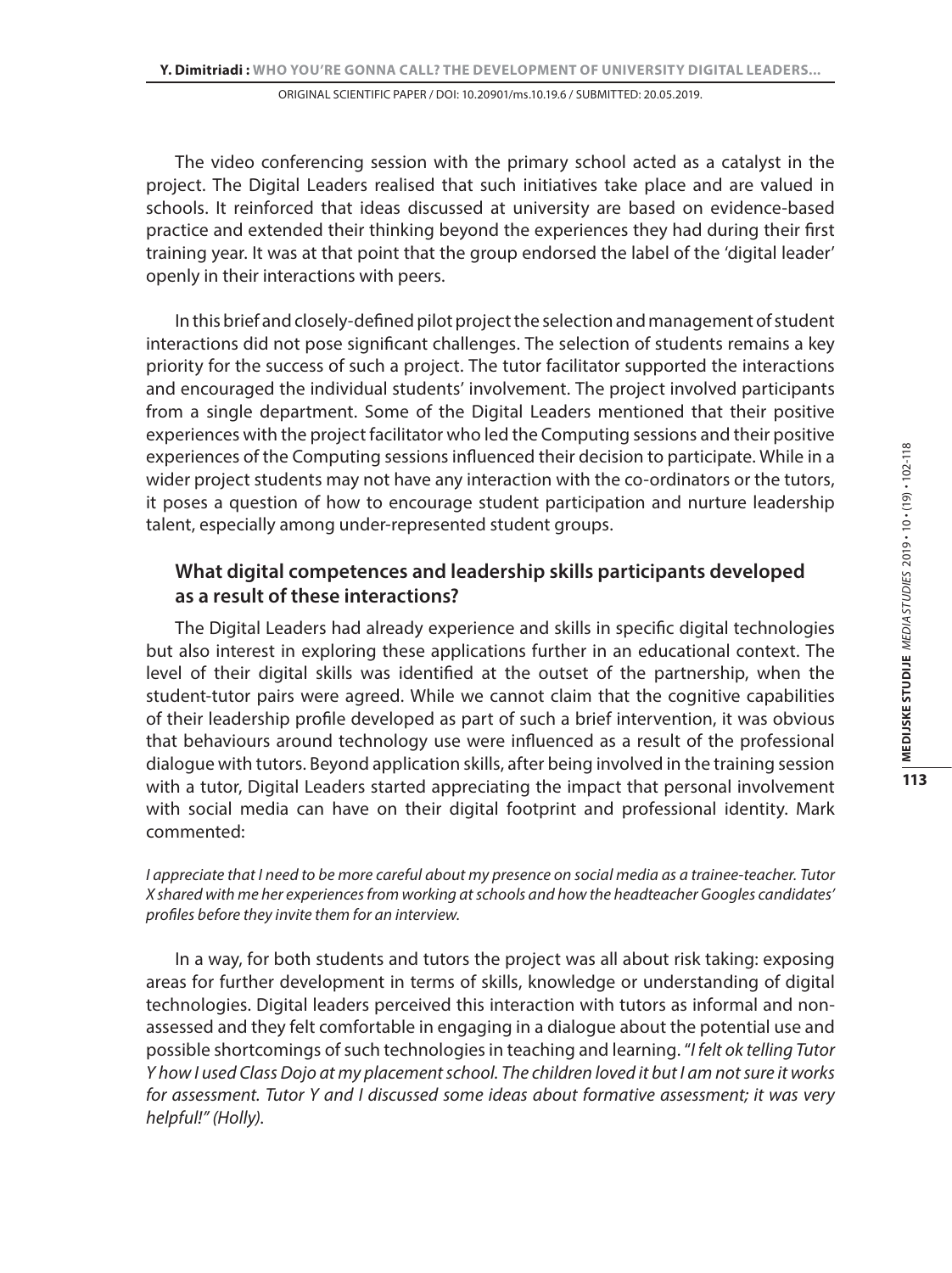The video conferencing session with the primary school acted as a catalyst in the project. The Digital Leaders realised that such initiatives take place and are valued in schools. It reinforced that ideas discussed at university are based on evidence-based practice and extended their thinking beyond the experiences they had during their first training year. It was at that point that the group endorsed the label of the 'digital leader' openly in their interactions with peers.

In this brief and closely-defined pilot project the selection and management of student interactions did not pose significant challenges. The selection of students remains a key priority for the success of such a project. The tutor facilitator supported the interactions and encouraged the individual students' involvement. The project involved participants from a single department. Some of the Digital Leaders mentioned that their positive experiences with the project facilitator who led the Computing sessions and their positive experiences of the Computing sessions influenced their decision to participate. While in a wider project students may not have any interaction with the co-ordinators or the tutors, it poses a question of how to encourage student participation and nurture leadership talent, especially among under-represented student groups.

### What digital competences and leadership skills participants developed as a result of these interactions?

The Digital Leaders had already experience and skills in specific digital technologies but also interest in exploring these applications further in an educational context. The level of their digital skills was identified at the outset of the partnership, when the student-tutor pairs were agreed. While we cannot claim that the cognitive capabilities of their leadership profile developed as part of such a brief intervention, it was obvious that behaviours around technology use were influenced as a result of the professional dialogue with tutors. Beyond application skills, after being involved in the training session with a tutor, Digital Leaders started appreciating the impact that personal involvement with social media can have on their digital footprint and professional identity. Mark commented:

*I appreciate that I need to be more careful about my presence on social media as a trainee-teacher. Tutor X shared with me her experiences from working at schools and how the headteacher Googles candidates' profiles before they invite them for an interview.*

In a way, for both students and tutors the project was all about risk taking: exposing areas for further development in terms of skills, knowledge or understanding of digital technologies. Digital leaders perceived this interaction with tutors as informal and non-assessed and they felt comfortable in engaging in a dialogue about the potential use and possible shortcomings of such technologies in teaching and learning. "*I felt ok telling Tutor Y how I used Class Dojo at my placement school. The children loved it but I am not sure it works for assessment. Tutor Y and I discussed some ideas about formative assessment; it was very helpful!" (Holly).*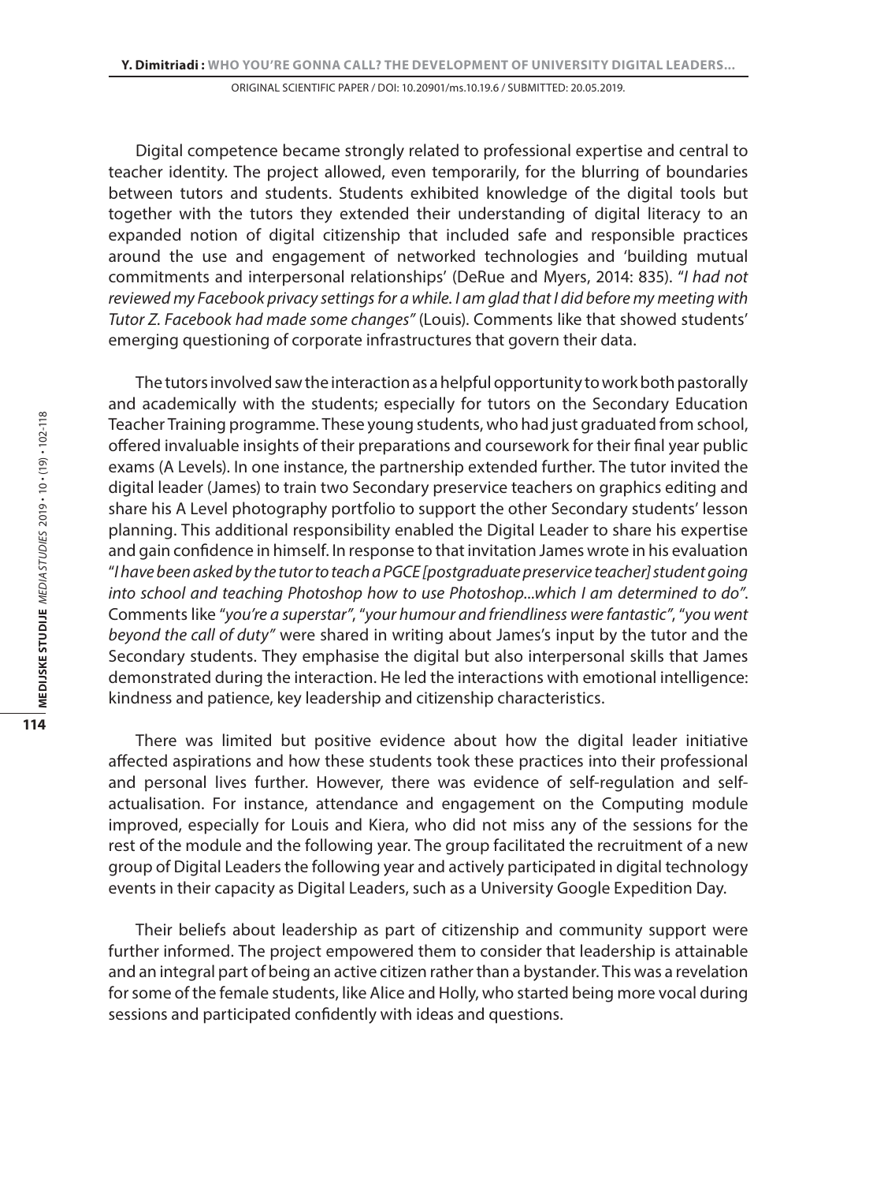Digital competence became strongly related to professional expertise and central to teacher identity. The project allowed, even temporarily, for the blurring of boundaries between tutors and students. Students exhibited knowledge of the digital tools but together with the tutors they extended their understanding of digital literacy to an expanded notion of digital citizenship that included safe and responsible practices around the use and engagement of networked technologies and 'building mutual commitments and interpersonal relationships' (DeRue and Myers, 2014: 835). "*I had not reviewed my Facebook privacy settings for a while. I am glad that I did before my meeting with Tutor Z. Facebook had made some changes"* (Louis). Comments like that showed students' emerging questioning of corporate infrastructures that govern their data.

The tutors involved saw the interaction as a helpful opportunity to work both pastorally and academically with the students; especially for tutors on the Secondary Education Teacher Training programme. These young students, who had just graduated from school, offered invaluable insights of their preparations and coursework for their final year public exams (A Levels). In one instance, the partnership extended further. The tutor invited the digital leader (James) to train two Secondary preservice teachers on graphics editing and share his A Level photography portfolio to support the other Secondary students' lesson planning. This additional responsibility enabled the Digital Leader to share his expertise and gain confidence in himself. In response to that invitation James wrote in his evaluation "*I have been asked by the tutor to teach a PGCE [postgraduate preservice teacher] student going into school and teaching Photoshop how to use Photoshop...which I am determined to do"*. Comments like "*you're a superstar"*, "*your humour and friendliness were fantastic"*, "*you went beyond the call of duty"* were shared in writing about James's input by the tutor and the Secondary students. They emphasise the digital but also interpersonal skills that James demonstrated during the interaction. He led the interactions with emotional intelligence: kindness and patience, key leadership and citizenship characteristics.

There was limited but positive evidence about how the digital leader initiative affected aspirations and how these students took these practices into their professional and personal lives further. However, there was evidence of self-regulation and self-actualisation. For instance, attendance and engagement on the Computing module improved, especially for Louis and Kiera, who did not miss any of the sessions for the rest of the module and the following year. The group facilitated the recruitment of a new group of Digital Leaders the following year and actively participated in digital technology events in their capacity as Digital Leaders, such as a University Google Expedition Day.

Their beliefs about leadership as part of citizenship and community support were further informed. The project empowered them to consider that leadership is attainable and an integral part of being an active citizen rather than a bystander. This was a revelation for some of the female students, like Alice and Holly, who started being more vocal during sessions and participated confidently with ideas and questions.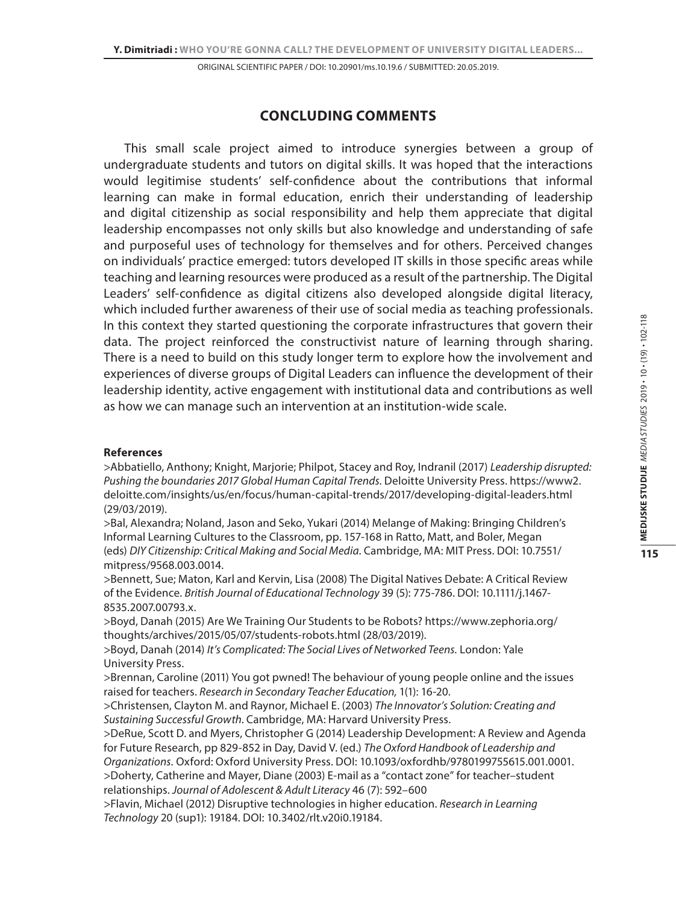## CONCLUDING COMMENTS

This small scale project aimed to introduce synergies between a group of undergraduate students and tutors on digital skills. It was hoped that the interactions would legitimise students' self-confidence about the contributions that informal learning can make in formal education, enrich their understanding of leadership and digital citizenship as social responsibility and help them appreciate that digital leadership encompasses not only skills but also knowledge and understanding of safe and purposeful uses of technology for themselves and for others. Perceived changes on individuals' practice emerged: tutors developed IT skills in those specific areas while teaching and learning resources were produced as a result of the partnership. The Digital Leaders' self-confidence as digital citizens also developed alongside digital literacy, which included further awareness of their use of social media as teaching professionals. In this context they started questioning the corporate infrastructures that govern their data. The project reinforced the constructivist nature of learning through sharing. There is a need to build on this study longer term to explore how the involvement and experiences of diverse groups of Digital Leaders can influence the development of their leadership identity, active engagement with institutional data and contributions as well as how we can manage such an intervention at an institution-wide scale.

**References**

>Abbatiello, Anthony; Knight, Marjorie; Philpot, Stacey and Roy, Indranil (2017) *Leadership disrupted: Pushing the boundaries 2017 Global Human Capital Trends*. Deloitte University Press. https://www2.deloitte.com/insights/us/en/focus/human-capital-trends/2017/developing-digital-leaders.html (29/03/2019).

>Bal, Alexandra; Noland, Jason and Seko, Yukari (2014) Melange of Making: Bringing Children's Informal Learning Cultures to the Classroom, pp. 157-168 in Ratto, Matt, and Boler, Megan (eds) *DIY Citizenship: Critical Making and Social Media*. Cambridge, MA: MIT Press. DOI: 10.7551/mitpress/9568.003.0014.

>Bennett, Sue; Maton, Karl and Kervin, Lisa (2008) The Digital Natives Debate: A Critical Review of the Evidence. *British Journal of Educational Technology* 39 (5): 775-786. DOI: 10.1111/j.1467-8535.2007.00793.x.

>Boyd, Danah (2015) Are We Training Our Students to be Robots? https://www.zephoria.org/thoughts/archives/2015/05/07/students-robots.html (28/03/2019).

>Boyd, Danah (2014) *It's Complicated: The Social Lives of Networked Teens.* London: Yale University Press.

>Brennan, Caroline (2011) You got pwned! The behaviour of young people online and the issues raised for teachers. *Research in Secondary Teacher Education,* 1(1): 16-20.

>Christensen, Clayton M. and Raynor, Michael E. (2003) *The Innovator's Solution: Creating and Sustaining Successful Growth*. Cambridge, MA: Harvard University Press.

>DeRue, Scott D. and Myers, Christopher G (2014) Leadership Development: A Review and Agenda for Future Research, pp 829-852 in Day, David V. (ed.) *The Oxford Handbook of Leadership and Organizations.* Oxford: Oxford University Press. DOI: 10.1093/oxfordhb/9780199755615.001.0001.

>Doherty, Catherine and Mayer, Diane (2003) E-mail as a "contact zone" for teacher–student relationships. *Journal of Adolescent & Adult Literacy* 46 (7): 592–600

>Flavin, Michael (2012) Disruptive technologies in higher education. *Research in Learning Technology* 20 (sup1): 19184. DOI: 10.3402/rlt.v20i0.19184.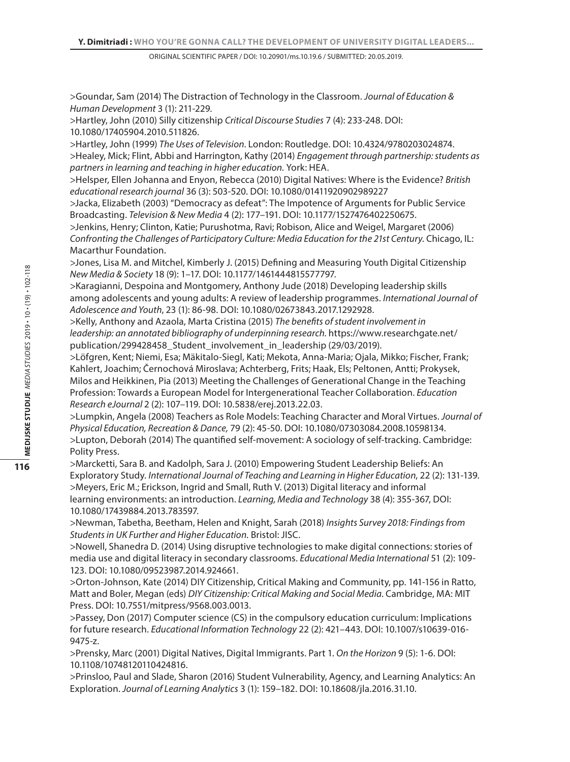>Goundar, Sam (2014) The Distraction of Technology in the Classroom. *Journal of Education & Human Development* 3 (1): 211-229.

>Hartley, John (2010) Silly citizenship *Critical Discourse Studies* 7 (4): 233-248. DOI: 10.1080/17405904.2010.511826.

>Hartley, John (1999) *The Uses of Television*. London: Routledge. DOI: 10.4324/9780203024874.

>Healey, Mick; Flint, Abbi and Harrington, Kathy (2014) *Engagement through partnership: students as partners in learning and teaching in higher education.* York: HEA.

>Helsper, Ellen Johanna and Enyon, Rebecca (2010) Digital Natives: Where is the Evidence? *British educational research journal* 36 (3): 503-520. DOI: 10.1080/01411920902989227

>Jacka, Elizabeth (2003) "Democracy as defeat": The Impotence of Arguments for Public Service Broadcasting. *Television & New Media* 4 (2): 177–191. DOI: 10.1177/1527476402250675.

>Jenkins, Henry; Clinton, Katie; Purushotma, Ravi; Robison, Alice and Weigel, Margaret (2006) *Confronting the Challenges of Participatory Culture: Media Education for the 21st Century.* Chicago, IL: Macarthur Foundation.

>Jones, Lisa M. and Mitchel, Kimberly J. (2015) Defining and Measuring Youth Digital Citizenship *New Media & Society* 18 (9): 1–17. DOI: 10.1177/1461444815577797.

>Karagianni, Despoina and Montgomery, Anthony Jude (2018) Developing leadership skills among adolescents and young adults: A review of leadership programmes. *International Journal of Adolescence and Youth*, 23 (1): 86-98. DOI: 10.1080/02673843.2017.1292928.

>Kelly, Anthony and Azaola, Marta Cristina (2015) *The benefits of student involvement in leadership: an annotated bibliography of underpinning research*. https://www.researchgate.net/publication/299428458_Student_involvement_in_leadership (29/03/2019).

>Löfgren, Kent; Niemi, Esa; Mäkitalo-Siegl, Kati; Mekota, Anna-Maria; Ojala, Mikko; Fischer, Frank; Kahlert, Joachim; Černochová Miroslava; Achterberg, Frits; Haak, Els; Peltonen, Antti; Prokysek, Milos and Heikkinen, Pia (2013) Meeting the Challenges of Generational Change in the Teaching Profession: Towards a European Model for Intergenerational Teacher Collaboration. *Education Research eJournal* 2 (2): 107–119. DOI: 10.5838/erej.2013.22.03.

>Lumpkin, Angela (2008) Teachers as Role Models: Teaching Character and Moral Virtues. *Journal of Physical Education, Recreation & Dance,* 79 (2): 45-50. DOI: 10.1080/07303084.2008.10598134.

>Lupton, Deborah (2014) The quantified self-movement: A sociology of self-tracking. Cambridge: Polity Press.

>Marcketti, Sara B. and Kadolph, Sara J. (2010) Empowering Student Leadership Beliefs: An Exploratory Study. *International Journal of Teaching and Learning in Higher Education*, 22 (2): 131-139.

>Meyers, Eric M.; Erickson, Ingrid and Small, Ruth V. (2013) Digital literacy and informal learning environments: an introduction. *Learning, Media and Technology* 38 (4): 355-367, DOI: 10.1080/17439884.2013.783597.

>Newman, Tabetha, Beetham, Helen and Knight, Sarah (2018) *Insights Survey 2018: Findings from Students in UK Further and Higher Education.* Bristol: JISC.

>Nowell, Shanedra D. (2014) Using disruptive technologies to make digital connections: stories of media use and digital literacy in secondary classrooms. *Educational Media International* 51 (2): 109-123. DOI: 10.1080/09523987.2014.924661.

>Orton-Johnson, Kate (2014) DIY Citizenship, Critical Making and Community, pp. 141-156 in Ratto, Matt and Boler, Megan (eds) *DIY Citizenship: Critical Making and Social Media*. Cambridge, MA: MIT Press. DOI: 10.7551/mitpress/9568.003.0013.

>Passey, Don (2017) Computer science (CS) in the compulsory education curriculum: Implications for future research. *Educational Information Technology* 22 (2): 421–443. DOI: 10.1007/s10639-016-9475-z.

>Prensky, Marc (2001) Digital Natives, Digital Immigrants. Part 1. *On the Horizon* 9 (5): 1-6. DOI: 10.1108/10748120110424816.

>Prinsloo, Paul and Slade, Sharon (2016) Student Vulnerability, Agency, and Learning Analytics: An Exploration. *Journal of Learning Analytics* 3 (1): 159–182. DOI: 10.18608/jla.2016.31.10.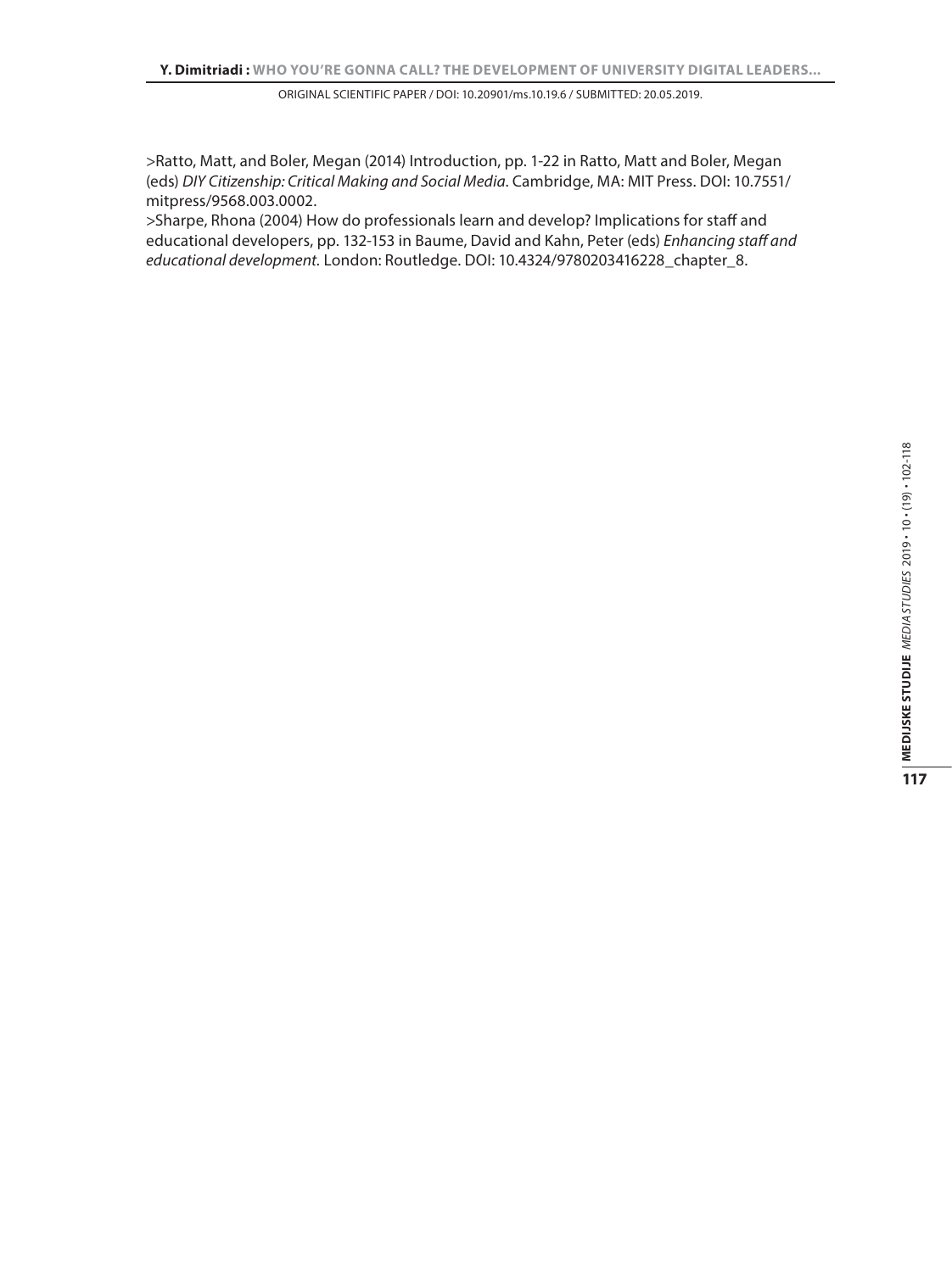>Ratto, Matt, and Boler, Megan (2014) Introduction, pp. 1-22 in Ratto, Matt and Boler, Megan (eds) *DIY Citizenship: Critical Making and Social Media*. Cambridge, MA: MIT Press. DOI: 10.7551/mitpress/9568.003.0002.

>Sharpe, Rhona (2004) How do professionals learn and develop? Implications for staff and educational developers, pp. 132-153 in Baume, David and Kahn, Peter (eds) *Enhancing staff and educational development*. London: Routledge. DOI: 10.4324/9780203416228_chapter_8.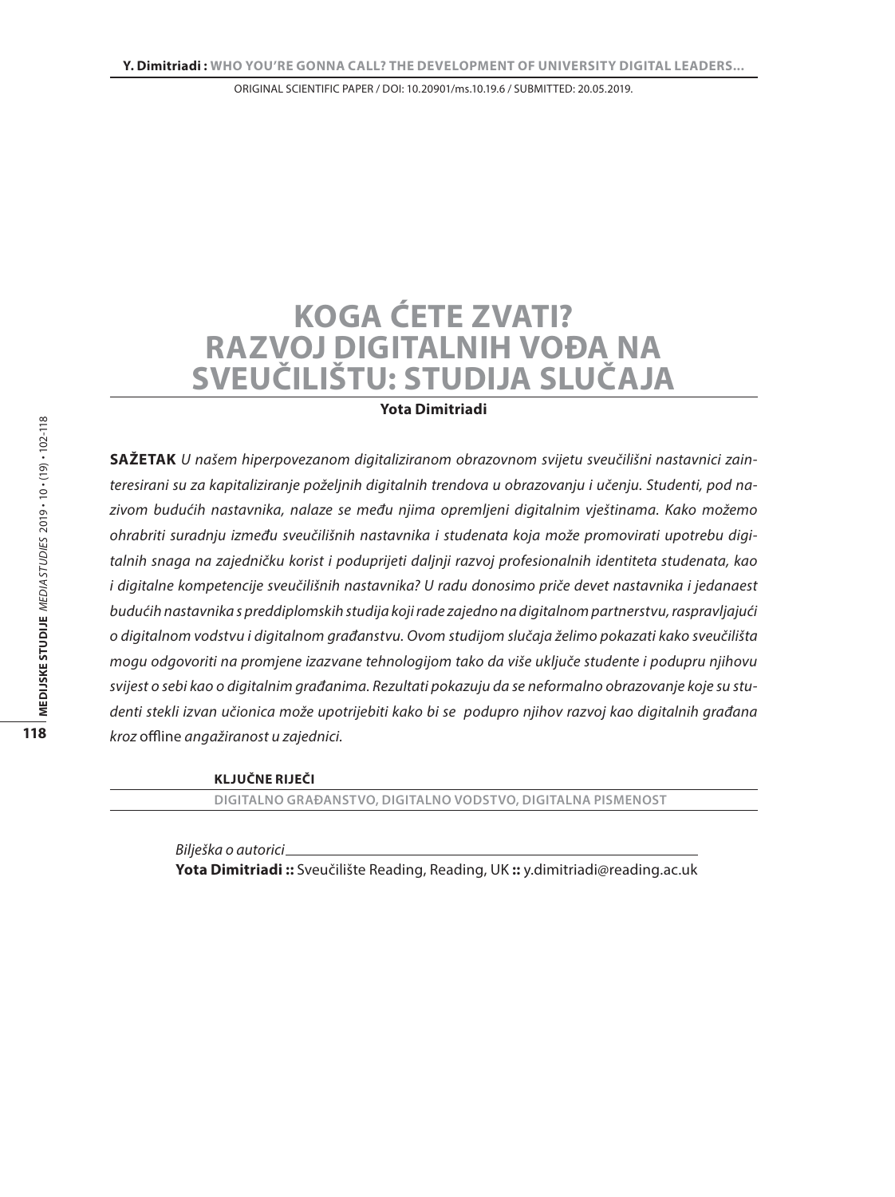ORIGINAL SCIENTIFIC PAPER / DOI: 10.20901/ms.10.19.6 / SUBMITTED: 20.05.2019.

# KOGA ĆETE ZVATI? RAZVOJ DIGITALNIH VOĐA NA SVEUČILIŠTU: STUDIJA SLUČAJA

**Yota Dimitriadi**

**SAŽETAK** *U našem hiperpovezanom digitaliziranom obrazovnom svijetu sveučilišni nastavnici zainteresirani su za kapitaliziranje poželjnih digitalnih trendova u obrazovanju i učenju. Studenti, pod nazivom budućih nastavnika, nalaze se među njima opremljeni digitalnim vještinama. Kako možemo ohrabriti suradnju između sveučilišnih nastavnika i studenata koja može promovirati upotrebu digitalnih snaga na zajedničku korist i poduprijeti daljnji razvoj profesionalnih identiteta studenata, kao i digitalne kompetencije sveučilišnih nastavnika? U radu donosimo priče devet nastavnika i jedanaest budućih nastavnika s preddiplomskih studija koji rade zajedno na digitalnom partnerstvu, raspravljajući o digitalnom vodstvu i digitalnom građanstvu. Ovom studijom slučaja želimo pokazati kako sveučilišta mogu odgovoriti na promjene izazvane tehnologijom tako da više uključe studente i podupru njihovu svijest o sebi kao o digitalnim građanima. Rezultati pokazuju da se neformalno obrazovanje koje su studenti stekli izvan učionica može upotrijebiti kako bi se podupro njihov razvoj kao digitalnih građana kroz* offline *angažiranost u zajednici.*

**KLJUČNE RIJEČI**

DIGITALNO GRAĐANSTVO, DIGITALNO VODSTVO, DIGITALNA PISMENOST

*Bilješka o autorici*

**Yota Dimitriadi ::** Sveučilište Reading, Reading, UK **::** y.dimitriadi@reading.ac.uk